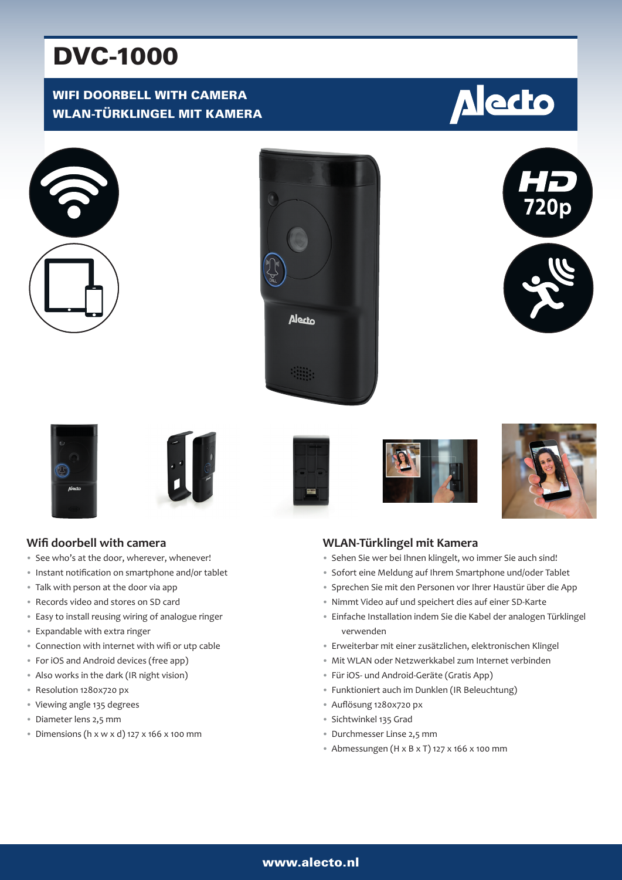# DVC-1000

## WIFI DOORBELL WITH CAMERA
## WLAN-TÜRKLINGEL MIT KAMERA

### Wifi doorbell with camera

- See who's at the door, wherever, whenever!
- Instant notification on smartphone and/or tablet
- Talk with person at the door via app
- Records video and stores on SD card
- Easy to install reusing wiring of analogue ringer
- Expandable with extra ringer
- Connection with internet with wifi or utp cable
- For iOS and Android devices (free app)
- Also works in the dark (IR night vision)
- Resolution 1280x720 px
- Viewing angle 135 degrees
- Diameter lens 2,5 mm
- Dimensions (h x w x d) 127 x 166 x 100 mm

### WLAN-Türklingel mit Kamera

- Sehen Sie wer bei Ihnen klingelt, wo immer Sie auch sind!
- Sofort eine Meldung auf Ihrem Smartphone und/oder Tablet
- Sprechen Sie mit den Personen vor Ihrer Haustür über die App
- Nimmt Video auf und speichert dies auf einer SD-Karte
- Einfache Installation indem Sie die Kabel der analogen Türklingel verwenden
- Erweiterbar mit einer zusätzlichen, elektronischen Klingel
- Mit WLAN oder Netzwerkkabel zum Internet verbinden
- Für iOS- und Android-Geräte (Gratis App)
- Funktioniert auch im Dunklen (IR Beleuchtung)
- Auflösung 1280x720 px
- Sichtwinkel 135 Grad
- Durchmesser Linse 2,5 mm
- Abmessungen (H x B x T) 127 x 166 x 100 mm

www.alecto.nl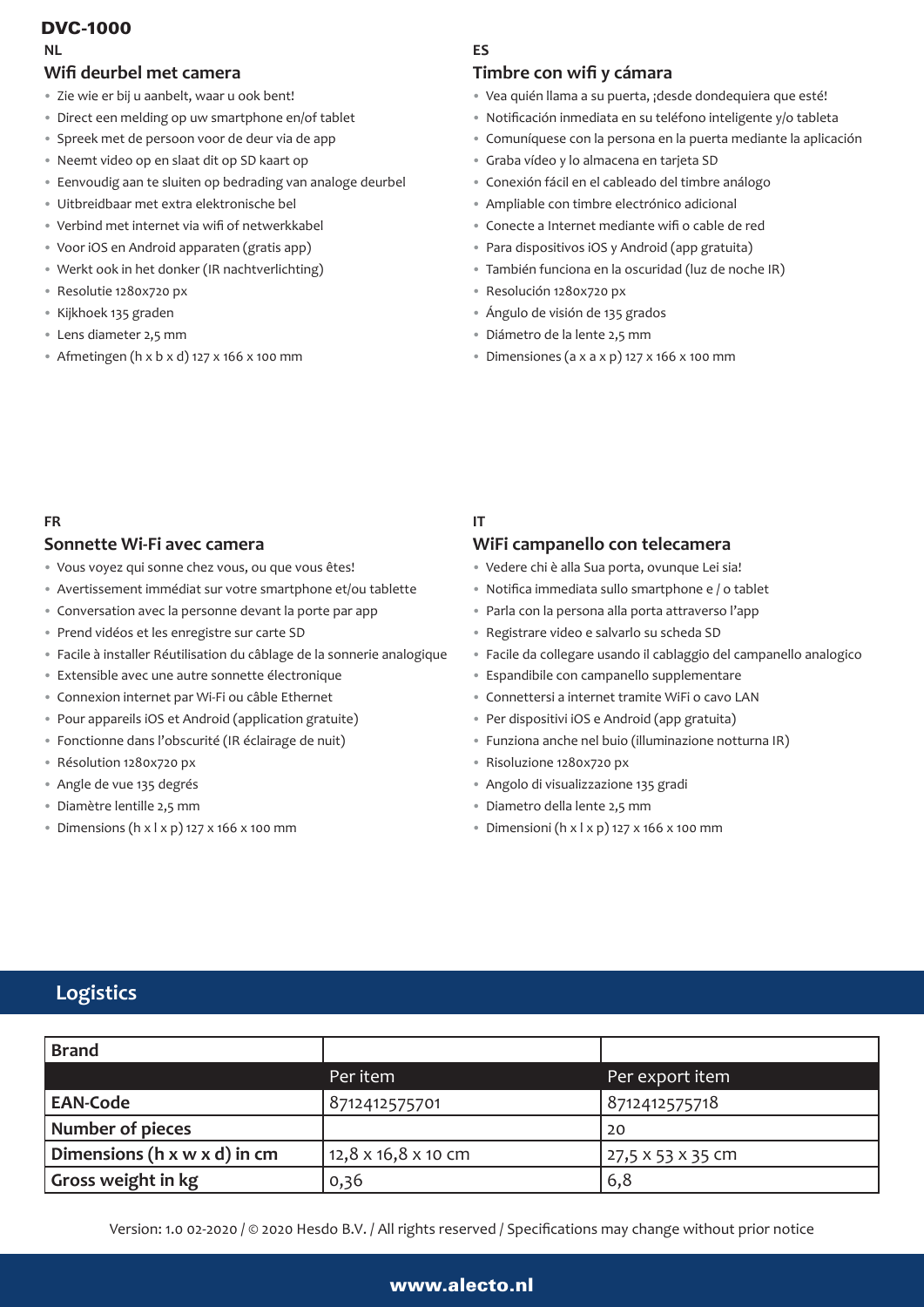**DVC-1000**

**NL**

## Wifi deurbel met camera

- Zie wie er bij u aanbelt, waar u ook bent!
- Direct een melding op uw smartphone en/of tablet
- Spreek met de persoon voor de deur via de app
- Neemt video op en slaat dit op SD kaart op
- Eenvoudig aan te sluiten op bedrading van analoge deurbel
- Uitbreidbaar met extra elektronische bel
- Verbind met internet via wifi of netwerkkabel
- Voor iOS en Android apparaten (gratis app)
- Werkt ook in het donker (IR nachtverlichting)
- Resolutie 1280x720 px
- Kijkhoek 135 graden
- Lens diameter 2,5 mm
- Afmetingen (h x b x d) 127 x 166 x 100 mm

**ES**

## Timbre con wifi y cámara

- Vea quién llama a su puerta, ¡desde dondequiera que esté!
- Notificación inmediata en su teléfono inteligente y/o tableta
- Comuníquese con la persona en la puerta mediante la aplicación
- Graba vídeo y lo almacena en tarjeta SD
- Conexión fácil en el cableado del timbre análogo
- Ampliable con timbre electrónico adicional
- Conecte a Internet mediante wifi o cable de red
- Para dispositivos iOS y Android (app gratuita)
- También funciona en la oscuridad (luz de noche IR)
- Resolución 1280x720 px
- Ángulo de visión de 135 grados
- Diámetro de la lente 2,5 mm
- Dimensiones (a x a x p) 127 x 166 x 100 mm

**FR**

## Sonnette Wi-Fi avec camera

- Vous voyez qui sonne chez vous, ou que vous êtes!
- Avertissement immédiat sur votre smartphone et/ou tablette
- Conversation avec la personne devant la porte par app
- Prend vidéos et les enregistre sur carte SD
- Facile à installer Réutilisation du câblage de la sonnerie analogique
- Extensible avec une autre sonnette électronique
- Connexion internet par Wi-Fi ou câble Ethernet
- Pour appareils iOS et Android (application gratuite)
- Fonctionne dans l'obscurité (IR éclairage de nuit)
- Résolution 1280x720 px
- Angle de vue 135 degrés
- Diamètre lentille 2,5 mm
- Dimensions (h x l x p) 127 x 166 x 100 mm

**IT**

## WiFi campanello con telecamera

- Vedere chi è alla Sua porta, ovunque Lei sia!
- Notifica immediata sullo smartphone e / o tablet
- Parla con la persona alla porta attraverso l'app
- Registrare video e salvarlo su scheda SD
- Facile da collegare usando il cablaggio del campanello analogico
- Espandibile con campanello supplementare
- Connettersi a internet tramite WiFi o cavo LAN
- Per dispositivi iOS e Android (app gratuita)
- Funziona anche nel buio (illuminazione notturna IR)
- Risoluzione 1280x720 px
- Angolo di visualizzazione 135 gradi
- Diametro della lente 2,5 mm
- Dimensioni (h x l x p) 127 x 166 x 100 mm

## Logistics

| Brand | | |
|---|---|---|
| | Per item | Per export item |
| EAN-Code | 8712412575701 | 8712412575718 |
| Number of pieces | | 20 |
| Dimensions (h x w x d) in cm | 12,8 x 16,8 x 10 cm | 27,5 x 53 x 35 cm |
| Gross weight in kg | 0,36 | 6,8 |

Version: 1.0 02-2020 / © 2020 Hesdo B.V. / All rights reserved / Specifications may change without prior notice

www.alecto.nl